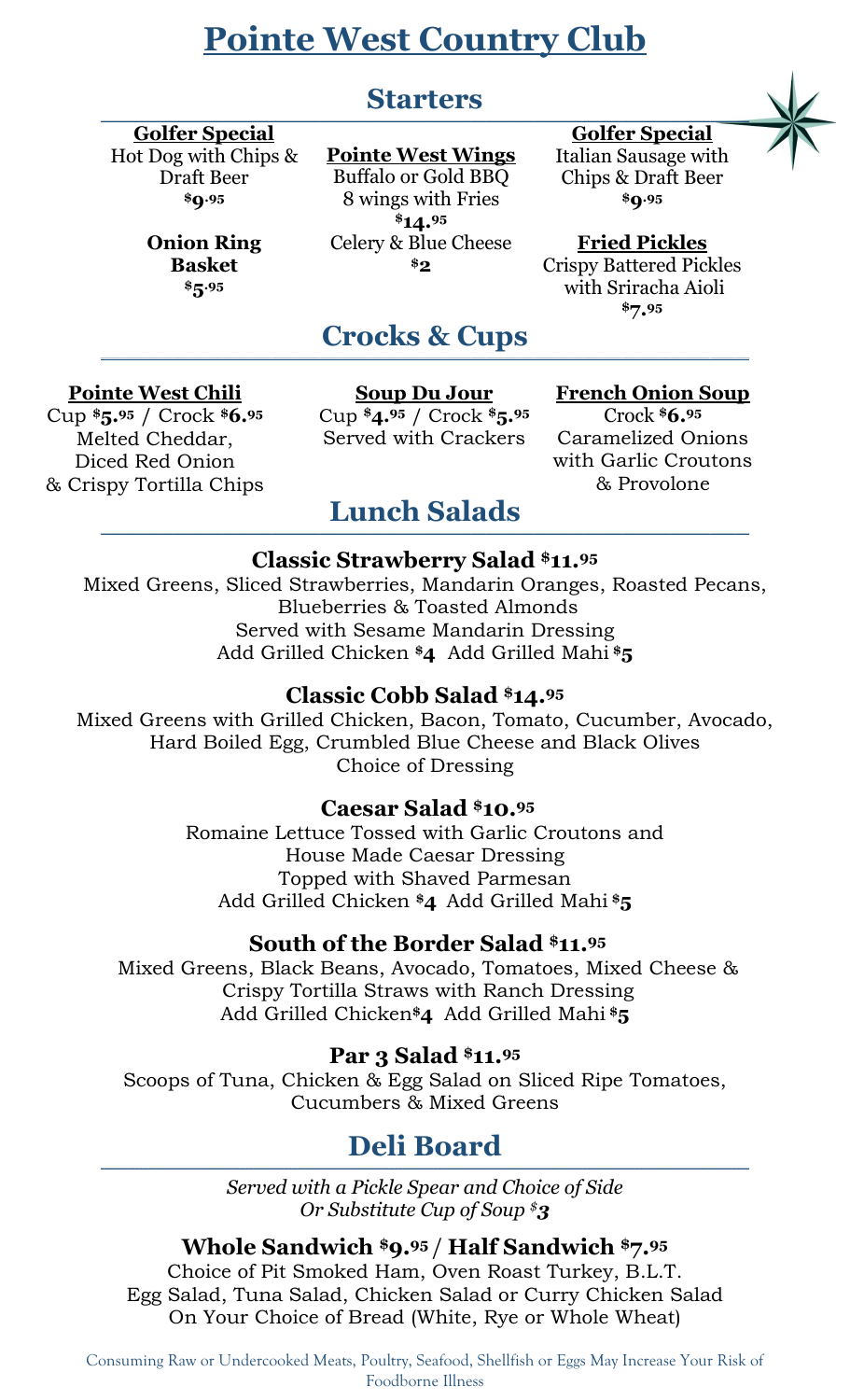# Pointe West Country Club

## Starters

**Golfer Special**
Hot Dog with Chips & Draft Beer
$9.95

**Onion Ring Basket**
$5.95

**Pointe West Wings**
Buffalo or Gold BBQ
8 wings with Fries
$14.95
Celery & Blue Cheese
$2

**Golfer Special**
Italian Sausage with Chips & Draft Beer
$9.95

**Fried Pickles**
Crispy Battered Pickles with Sriracha Aioli
$7.95

## Crocks & Cups

**Pointe West Chili**
Cup $5.95 / Crock $6.95
Melted Cheddar, Diced Red Onion & Crispy Tortilla Chips

**Soup Du Jour**
Cup $4.95 / Crock $5.95
Served with Crackers

**French Onion Soup**
Crock $6.95
Caramelized Onions with Garlic Croutons & Provolone

## Lunch Salads

### Classic Strawberry Salad $11.95
Mixed Greens, Sliced Strawberries, Mandarin Oranges, Roasted Pecans, Blueberries & Toasted Almonds
Served with Sesame Mandarin Dressing
Add Grilled Chicken $4 Add Grilled Mahi $5

### Classic Cobb Salad $14.95
Mixed Greens with Grilled Chicken, Bacon, Tomato, Cucumber, Avocado, Hard Boiled Egg, Crumbled Blue Cheese and Black Olives
Choice of Dressing

### Caesar Salad $10.95
Romaine Lettuce Tossed with Garlic Croutons and House Made Caesar Dressing
Topped with Shaved Parmesan
Add Grilled Chicken $4 Add Grilled Mahi $5

### South of the Border Salad $11.95
Mixed Greens, Black Beans, Avocado, Tomatoes, Mixed Cheese & Crispy Tortilla Straws with Ranch Dressing
Add Grilled Chicken $4 Add Grilled Mahi $5

### Par 3 Salad $11.95
Scoops of Tuna, Chicken & Egg Salad on Sliced Ripe Tomatoes, Cucumbers & Mixed Greens

## Deli Board

*Served with a Pickle Spear and Choice of Side*
*Or Substitute Cup of Soup $3*

### Whole Sandwich $9.95 / Half Sandwich $7.95
Choice of Pit Smoked Ham, Oven Roast Turkey, B.L.T.
Egg Salad, Tuna Salad, Chicken Salad or Curry Chicken Salad
On Your Choice of Bread (White, Rye or Whole Wheat)

Consuming Raw or Undercooked Meats, Poultry, Seafood, Shellfish or Eggs May Increase Your Risk of Foodborne Illness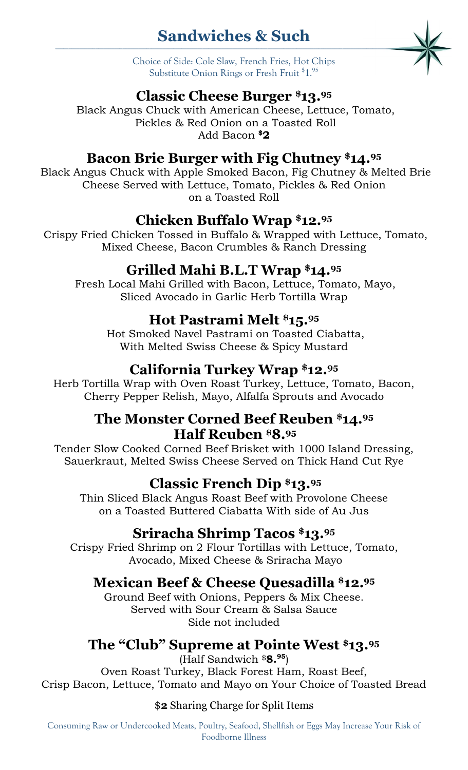# Sandwiches & Such

Choice of Side: Cole Slaw, French Fries, Hot Chips
Substitute Onion Rings or Fresh Fruit $1.95

## Classic Cheese Burger $13.95

Black Angus Chuck with American Cheese, Lettuce, Tomato, Pickles & Red Onion on a Toasted Roll
Add Bacon **$2**

## Bacon Brie Burger with Fig Chutney $14.95

Black Angus Chuck with Apple Smoked Bacon, Fig Chutney & Melted Brie Cheese Served with Lettuce, Tomato, Pickles & Red Onion on a Toasted Roll

## Chicken Buffalo Wrap $12.95

Crispy Fried Chicken Tossed in Buffalo & Wrapped with Lettuce, Tomato, Mixed Cheese, Bacon Crumbles & Ranch Dressing

## Grilled Mahi B.L.T Wrap $14.95

Fresh Local Mahi Grilled with Bacon, Lettuce, Tomato, Mayo, Sliced Avocado in Garlic Herb Tortilla Wrap

## Hot Pastrami Melt $15.95

Hot Smoked Navel Pastrami on Toasted Ciabatta, With Melted Swiss Cheese & Spicy Mustard

## California Turkey Wrap $12.95

Herb Tortilla Wrap with Oven Roast Turkey, Lettuce, Tomato, Bacon, Cherry Pepper Relish, Mayo, Alfalfa Sprouts and Avocado

## The Monster Corned Beef Reuben $14.95
## Half Reuben $8.95

Tender Slow Cooked Corned Beef Brisket with 1000 Island Dressing, Sauerkraut, Melted Swiss Cheese Served on Thick Hand Cut Rye

## Classic French Dip $13.95

Thin Sliced Black Angus Roast Beef with Provolone Cheese on a Toasted Buttered Ciabatta With side of Au Jus

## Sriracha Shrimp Tacos $13.95

Crispy Fried Shrimp on 2 Flour Tortillas with Lettuce, Tomato, Avocado, Mixed Cheese & Sriracha Mayo

## Mexican Beef & Cheese Quesadilla $12.95

Ground Beef with Onions, Peppers & Mix Cheese.
Served with Sour Cream & Salsa Sauce
Side not included

## The "Club" Supreme at Pointe West $13.95

(Half Sandwich $**8.95**)

Oven Roast Turkey, Black Forest Ham, Roast Beef, Crisp Bacon, Lettuce, Tomato and Mayo on Your Choice of Toasted Bread

$**2** Sharing Charge for Split Items

Consuming Raw or Undercooked Meats, Poultry, Seafood, Shellfish or Eggs May Increase Your Risk of Foodborne Illness